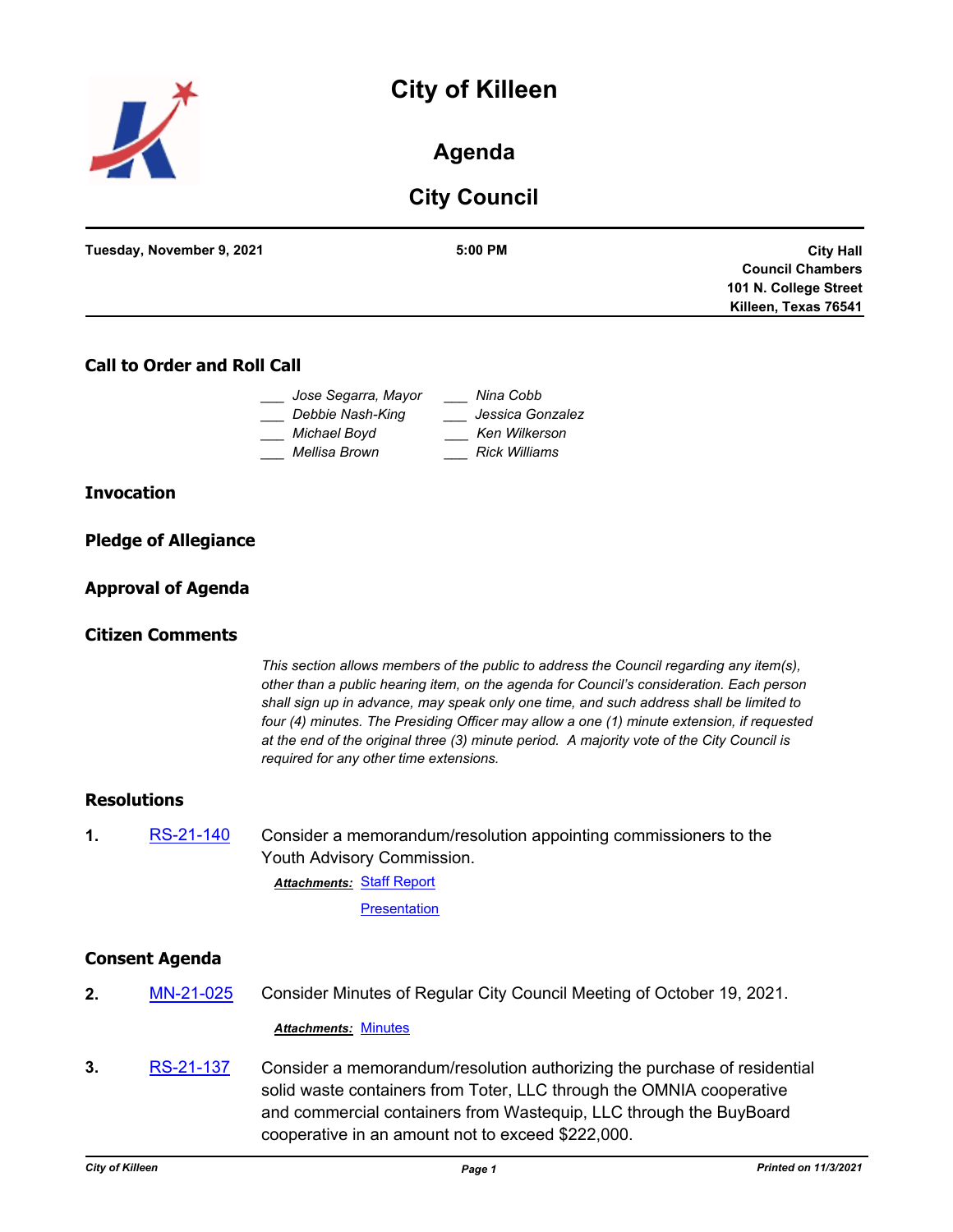# City of Killeen

## Agenda

## City Council

**Tuesday, November 9, 2021** | **5:00 PM** | **City Hall Council Chambers 101 N. College Street Killeen, Texas 76541**

### Call to Order and Roll Call

___ *Jose Segarra, Mayor*
___ *Debbie Nash-King*
___ *Michael Boyd*
___ *Mellisa Brown*
___ *Nina Cobb*
___ *Jessica Gonzalez*
___ *Ken Wilkerson*
___ *Rick Williams*

### Invocation

### Pledge of Allegiance

### Approval of Agenda

### Citizen Comments

*This section allows members of the public to address the Council regarding any item(s), other than a public hearing item, on the agenda for Council's consideration. Each person shall sign up in advance, may speak only one time, and such address shall be limited to four (4) minutes. The Presiding Officer may allow a one (1) minute extension, if requested at the end of the original three (3) minute period. A majority vote of the City Council is required for any other time extensions.*

### Resolutions

**1.** RS-21-140 Consider a memorandum/resolution appointing commissioners to the Youth Advisory Commission.

***Attachments:*** Staff Report
Presentation

### Consent Agenda

**2.** MN-21-025 Consider Minutes of Regular City Council Meeting of October 19, 2021.

***Attachments:*** Minutes

**3.** RS-21-137 Consider a memorandum/resolution authorizing the purchase of residential solid waste containers from Toter, LLC through the OMNIA cooperative and commercial containers from Wastequip, LLC through the BuyBoard cooperative in an amount not to exceed $222,000.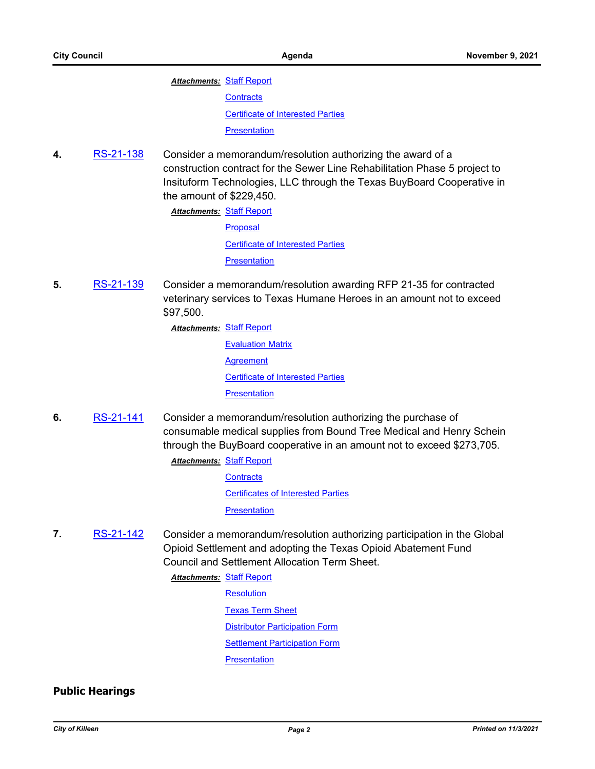***Attachments:*** Staff Report

Contracts

Certificate of Interested Parties

Presentation

**4.** RS-21-138 Consider a memorandum/resolution authorizing the award of a construction contract for the Sewer Line Rehabilitation Phase 5 project to Insituform Technologies, LLC through the Texas BuyBoard Cooperative in the amount of $229,450.

***Attachments:*** Staff Report

Proposal

Certificate of Interested Parties

Presentation

**5.** RS-21-139 Consider a memorandum/resolution awarding RFP 21-35 for contracted veterinary services to Texas Humane Heroes in an amount not to exceed $97,500.

***Attachments:*** Staff Report

Evaluation Matrix

Agreement

Certificate of Interested Parties

Presentation

**6.** RS-21-141 Consider a memorandum/resolution authorizing the purchase of consumable medical supplies from Bound Tree Medical and Henry Schein through the BuyBoard cooperative in an amount not to exceed $273,705.

***Attachments:*** Staff Report

Contracts

Certificates of Interested Parties

Presentation

**7.** RS-21-142 Consider a memorandum/resolution authorizing participation in the Global Opioid Settlement and adopting the Texas Opioid Abatement Fund Council and Settlement Allocation Term Sheet.

***Attachments:*** Staff Report

Resolution

Texas Term Sheet

Distributor Participation Form

Settlement Participation Form

Presentation

## Public Hearings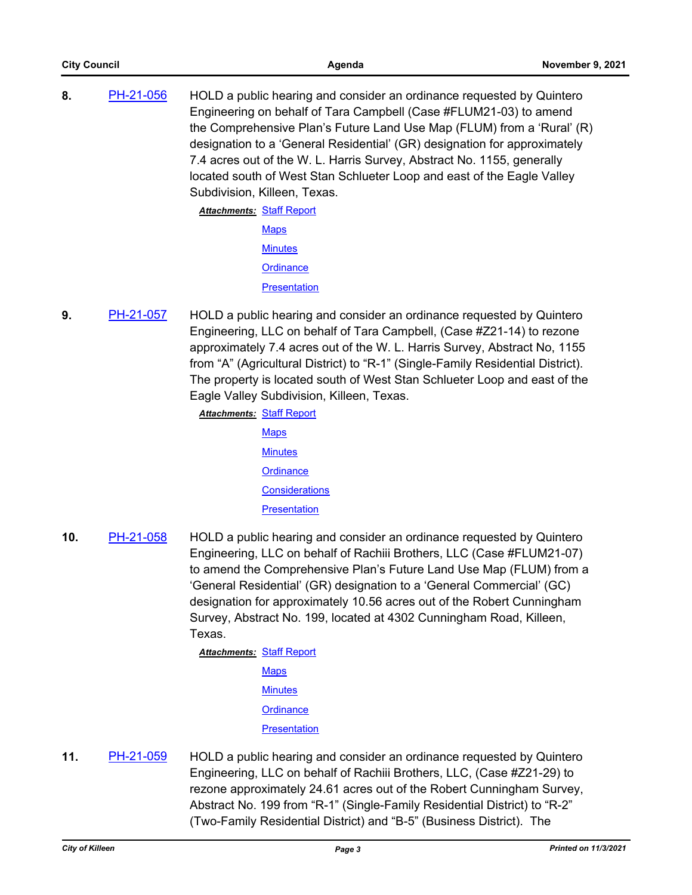**8.** PH-21-056

HOLD a public hearing and consider an ordinance requested by Quintero Engineering on behalf of Tara Campbell (Case #FLUM21-03) to amend the Comprehensive Plan's Future Land Use Map (FLUM) from a 'Rural' (R) designation to a 'General Residential' (GR) designation for approximately 7.4 acres out of the W. L. Harris Survey, Abstract No. 1155, generally located south of West Stan Schlueter Loop and east of the Eagle Valley Subdivision, Killeen, Texas.

***Attachments:*** Staff Report
Maps
Minutes
Ordinance
Presentation

**9.** PH-21-057

HOLD a public hearing and consider an ordinance requested by Quintero Engineering, LLC on behalf of Tara Campbell, (Case #Z21-14) to rezone approximately 7.4 acres out of the W. L. Harris Survey, Abstract No, 1155 from "A" (Agricultural District) to "R-1" (Single-Family Residential District). The property is located south of West Stan Schlueter Loop and east of the Eagle Valley Subdivision, Killeen, Texas.

***Attachments:*** Staff Report
Maps
Minutes
Ordinance
Considerations
Presentation

**10.** PH-21-058

HOLD a public hearing and consider an ordinance requested by Quintero Engineering, LLC on behalf of Rachiii Brothers, LLC (Case #FLUM21-07) to amend the Comprehensive Plan's Future Land Use Map (FLUM) from a 'General Residential' (GR) designation to a 'General Commercial' (GC) designation for approximately 10.56 acres out of the Robert Cunningham Survey, Abstract No. 199, located at 4302 Cunningham Road, Killeen, Texas.

***Attachments:*** Staff Report
Maps
Minutes
Ordinance
Presentation

**11.** PH-21-059

HOLD a public hearing and consider an ordinance requested by Quintero Engineering, LLC on behalf of Rachiii Brothers, LLC, (Case #Z21-29) to rezone approximately 24.61 acres out of the Robert Cunningham Survey, Abstract No. 199 from "R-1" (Single-Family Residential District) to "R-2" (Two-Family Residential District) and "B-5" (Business District). The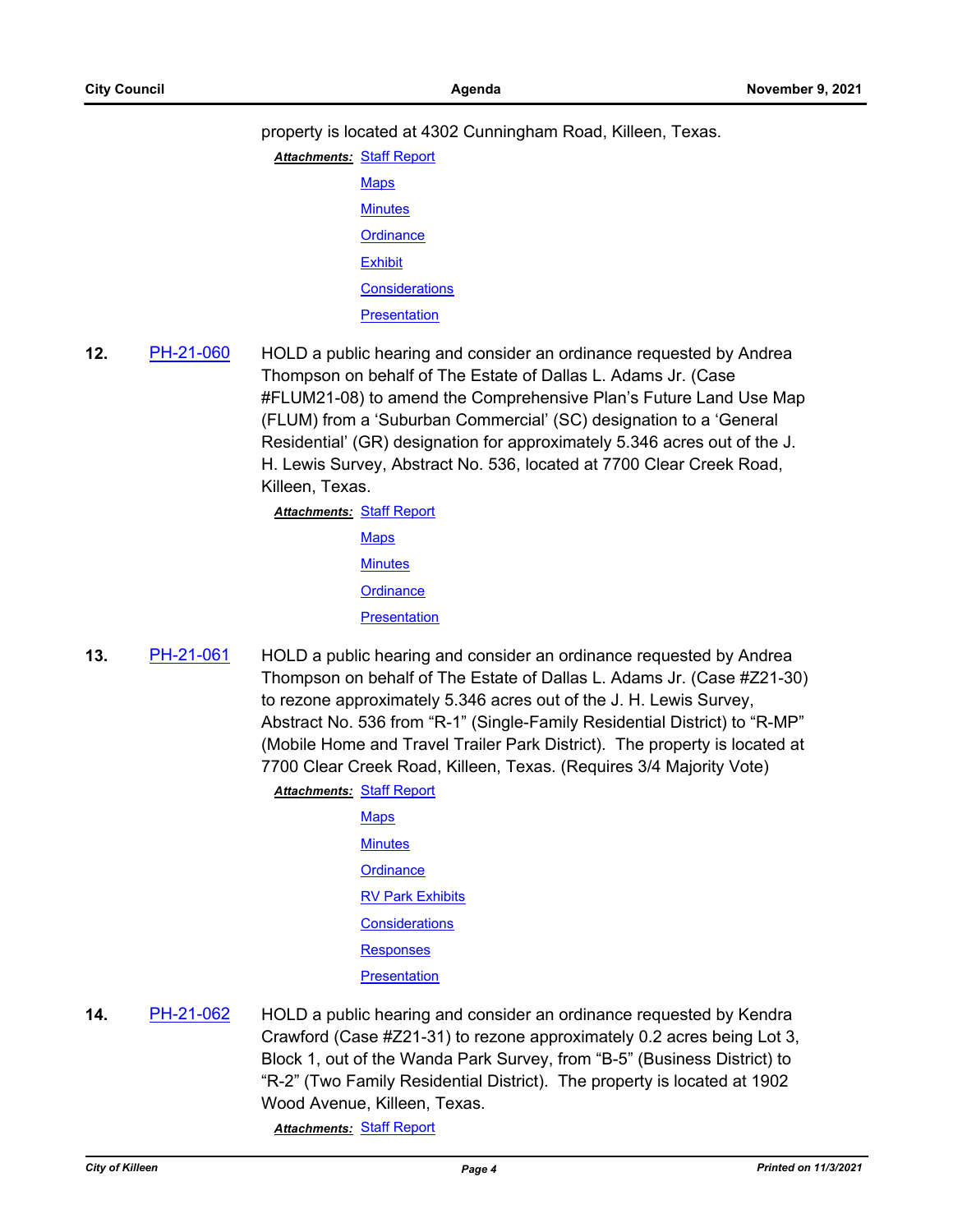property is located at 4302 Cunningham Road, Killeen, Texas.

***Attachments:*** Staff Report
Maps
Minutes
Ordinance
Exhibit
Considerations
Presentation

**12.** PH-21-060 HOLD a public hearing and consider an ordinance requested by Andrea Thompson on behalf of The Estate of Dallas L. Adams Jr. (Case #FLUM21-08) to amend the Comprehensive Plan's Future Land Use Map (FLUM) from a 'Suburban Commercial' (SC) designation to a 'General Residential' (GR) designation for approximately 5.346 acres out of the J. H. Lewis Survey, Abstract No. 536, located at 7700 Clear Creek Road, Killeen, Texas.

***Attachments:*** Staff Report
Maps
Minutes
Ordinance
Presentation

**13.** PH-21-061 HOLD a public hearing and consider an ordinance requested by Andrea Thompson on behalf of The Estate of Dallas L. Adams Jr. (Case #Z21-30) to rezone approximately 5.346 acres out of the J. H. Lewis Survey, Abstract No. 536 from "R-1" (Single-Family Residential District) to "R-MP" (Mobile Home and Travel Trailer Park District). The property is located at 7700 Clear Creek Road, Killeen, Texas. (Requires 3/4 Majority Vote)

***Attachments:*** Staff Report
Maps
Minutes
Ordinance
RV Park Exhibits
Considerations
Responses
Presentation

**14.** PH-21-062 HOLD a public hearing and consider an ordinance requested by Kendra Crawford (Case #Z21-31) to rezone approximately 0.2 acres being Lot 3, Block 1, out of the Wanda Park Survey, from "B-5" (Business District) to "R-2" (Two Family Residential District). The property is located at 1902 Wood Avenue, Killeen, Texas.

***Attachments:*** Staff Report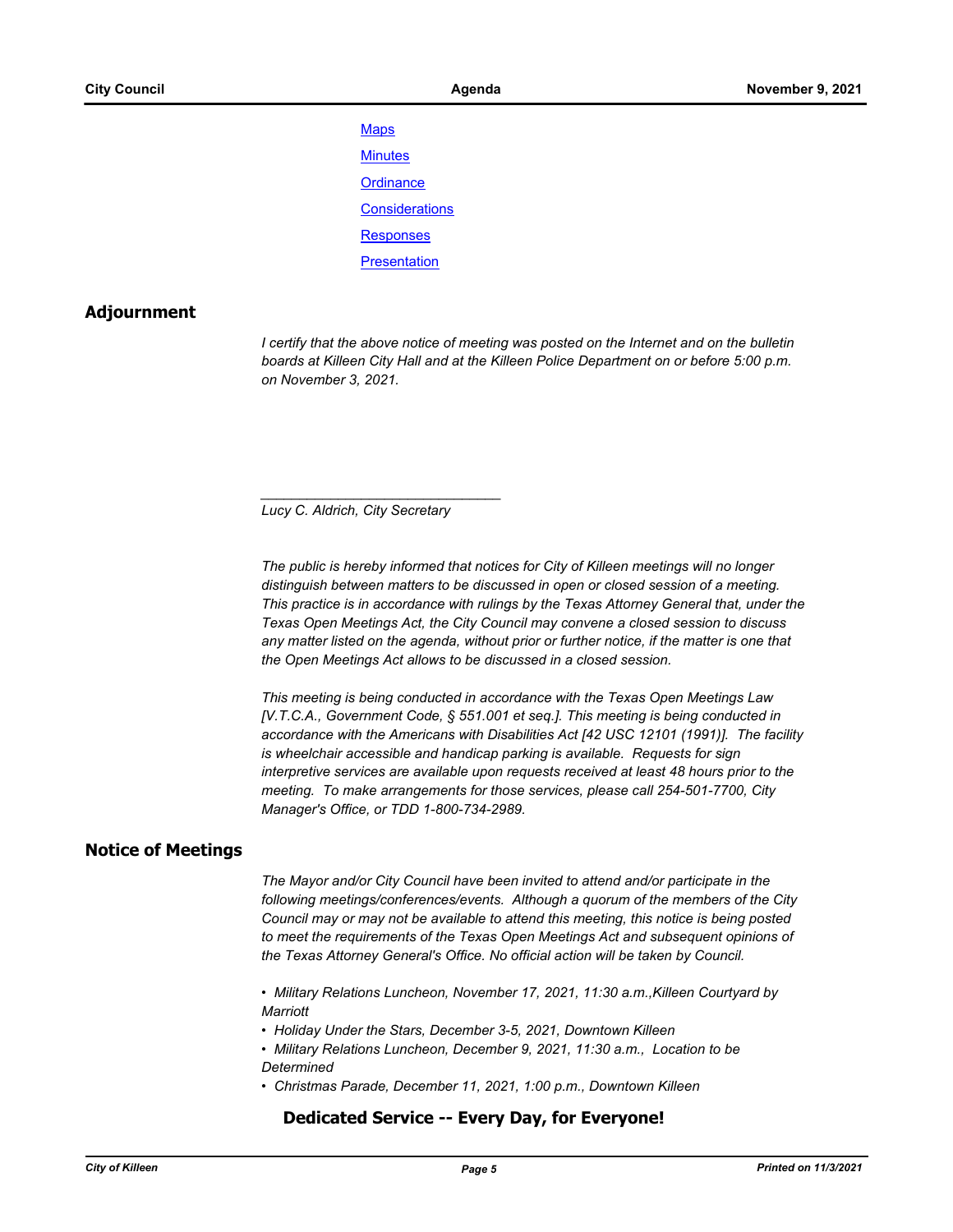[Maps](#)

[Minutes](#)

[Ordinance](#)

[Considerations](#)

[Responses](#)

[Presentation](#)

## Adjournment

*I certify that the above notice of meeting was posted on the Internet and on the bulletin boards at Killeen City Hall and at the Killeen Police Department on or before 5:00 p.m. on November 3, 2021.*

*_______________________________*

*Lucy C. Aldrich, City Secretary*

*The public is hereby informed that notices for City of Killeen meetings will no longer distinguish between matters to be discussed in open or closed session of a meeting. This practice is in accordance with rulings by the Texas Attorney General that, under the Texas Open Meetings Act, the City Council may convene a closed session to discuss any matter listed on the agenda, without prior or further notice, if the matter is one that the Open Meetings Act allows to be discussed in a closed session.*

*This meeting is being conducted in accordance with the Texas Open Meetings Law [V.T.C.A., Government Code, § 551.001 et seq.]. This meeting is being conducted in accordance with the Americans with Disabilities Act [42 USC 12101 (1991)]. The facility is wheelchair accessible and handicap parking is available. Requests for sign interpretive services are available upon requests received at least 48 hours prior to the meeting. To make arrangements for those services, please call 254-501-7700, City Manager's Office, or TDD 1-800-734-2989.*

## Notice of Meetings

*The Mayor and/or City Council have been invited to attend and/or participate in the following meetings/conferences/events. Although a quorum of the members of the City Council may or may not be available to attend this meeting, this notice is being posted to meet the requirements of the Texas Open Meetings Act and subsequent opinions of the Texas Attorney General's Office. No official action will be taken by Council.*

- *Military Relations Luncheon, November 17, 2021, 11:30 a.m.,Killeen Courtyard by Marriott*
- *Holiday Under the Stars, December 3-5, 2021, Downtown Killeen*
- *Military Relations Luncheon, December 9, 2021, 11:30 a.m., Location to be Determined*
- *Christmas Parade, December 11, 2021, 1:00 p.m., Downtown Killeen*

**Dedicated Service -- Every Day, for Everyone!**